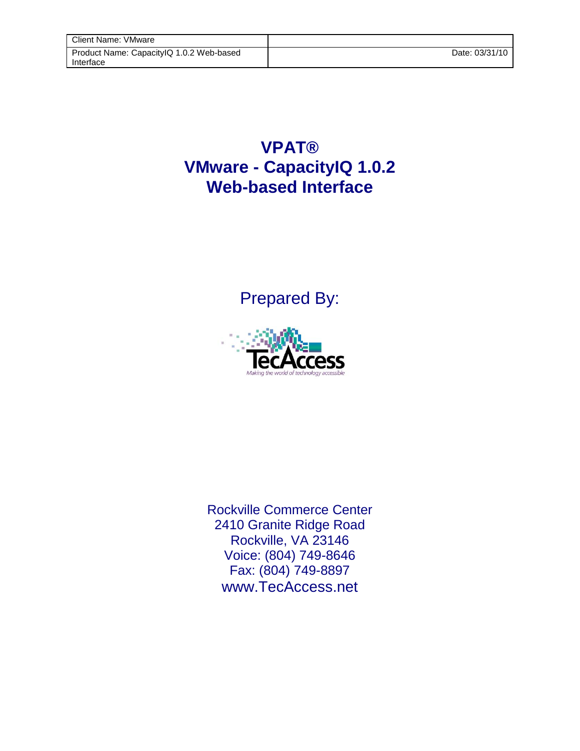| Client Name: VMware | |
|---|---|
| Product Name: CapacityIQ 1.0.2 Web-based Interface | Date: 03/31/10 |

# VPAT®
# VMware - CapacityIQ 1.0.2
# Web-based Interface

Prepared By:

TecAccess

*Making the world of technology accessible*

Rockville Commerce Center
2410 Granite Ridge Road
Rockville, VA 23146
Voice: (804) 749-8646
Fax: (804) 749-8897
www.TecAccess.net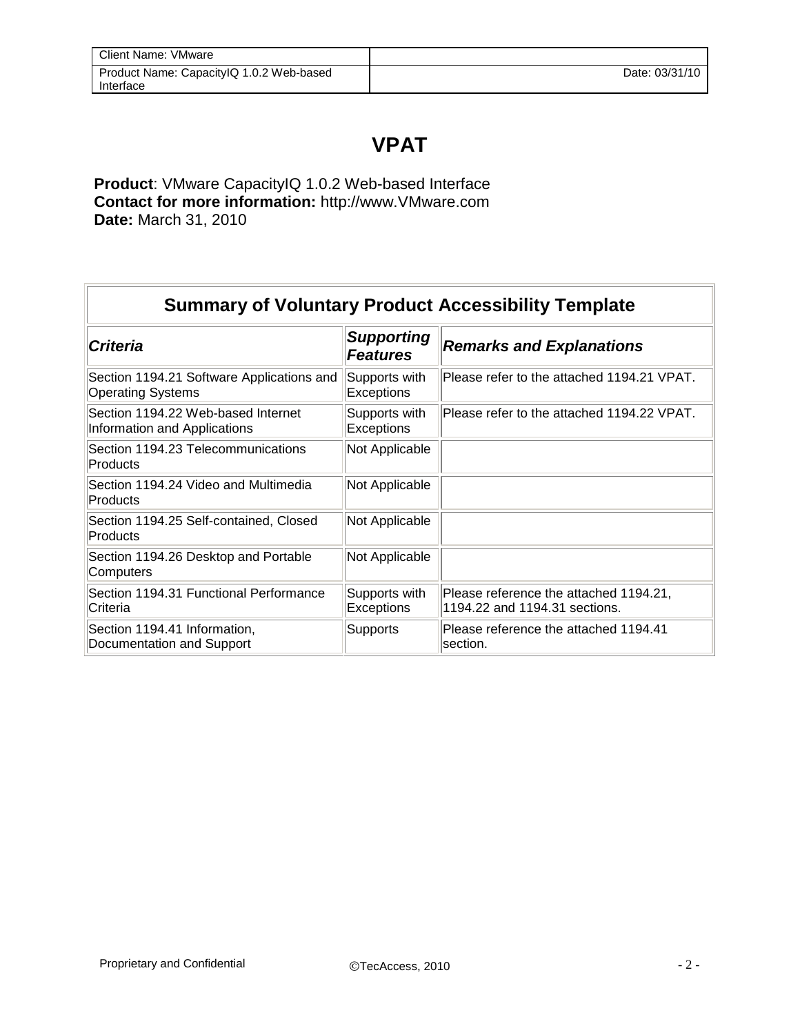# VPAT

**Product**: VMware CapacityIQ 1.0.2 Web-based Interface
**Contact for more information:** http://www.VMware.com
**Date:** March 31, 2010

| Summary of Voluntary Product Accessibility Template | | |
|---|---|---|
| ***Criteria*** | ***Supporting Features*** | ***Remarks and Explanations*** |
| Section 1194.21 Software Applications and Operating Systems | Supports with Exceptions | Please refer to the attached 1194.21 VPAT. |
| Section 1194.22 Web-based Internet Information and Applications | Supports with Exceptions | Please refer to the attached 1194.22 VPAT. |
| Section 1194.23 Telecommunications Products | Not Applicable | |
| Section 1194.24 Video and Multimedia Products | Not Applicable | |
| Section 1194.25 Self-contained, Closed Products | Not Applicable | |
| Section 1194.26 Desktop and Portable Computers | Not Applicable | |
| Section 1194.31 Functional Performance Criteria | Supports with Exceptions | Please reference the attached 1194.21, 1194.22 and 1194.31 sections. |
| Section 1194.41 Information, Documentation and Support | Supports | Please reference the attached 1194.41 section. |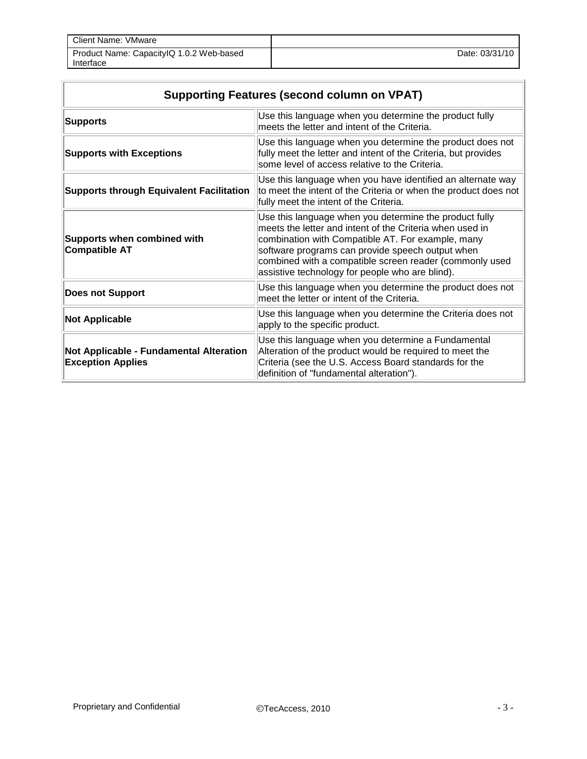| Client Name: VMware | |
| --- | --- |
| Product Name: CapacityIQ 1.0.2 Web-based Interface | Date: 03/31/10 |

| Supporting Features (second column on VPAT) | |
| --- | --- |
| **Supports** | Use this language when you determine the product fully meets the letter and intent of the Criteria. |
| **Supports with Exceptions** | Use this language when you determine the product does not fully meet the letter and intent of the Criteria, but provides some level of access relative to the Criteria. |
| **Supports through Equivalent Facilitation** | Use this language when you have identified an alternate way to meet the intent of the Criteria or when the product does not fully meet the intent of the Criteria. |
| **Supports when combined with Compatible AT** | Use this language when you determine the product fully meets the letter and intent of the Criteria when used in combination with Compatible AT. For example, many software programs can provide speech output when combined with a compatible screen reader (commonly used assistive technology for people who are blind). |
| **Does not Support** | Use this language when you determine the product does not meet the letter or intent of the Criteria. |
| **Not Applicable** | Use this language when you determine the Criteria does not apply to the specific product. |
| **Not Applicable - Fundamental Alteration Exception Applies** | Use this language when you determine a Fundamental Alteration of the product would be required to meet the Criteria (see the U.S. Access Board standards for the definition of "fundamental alteration"). |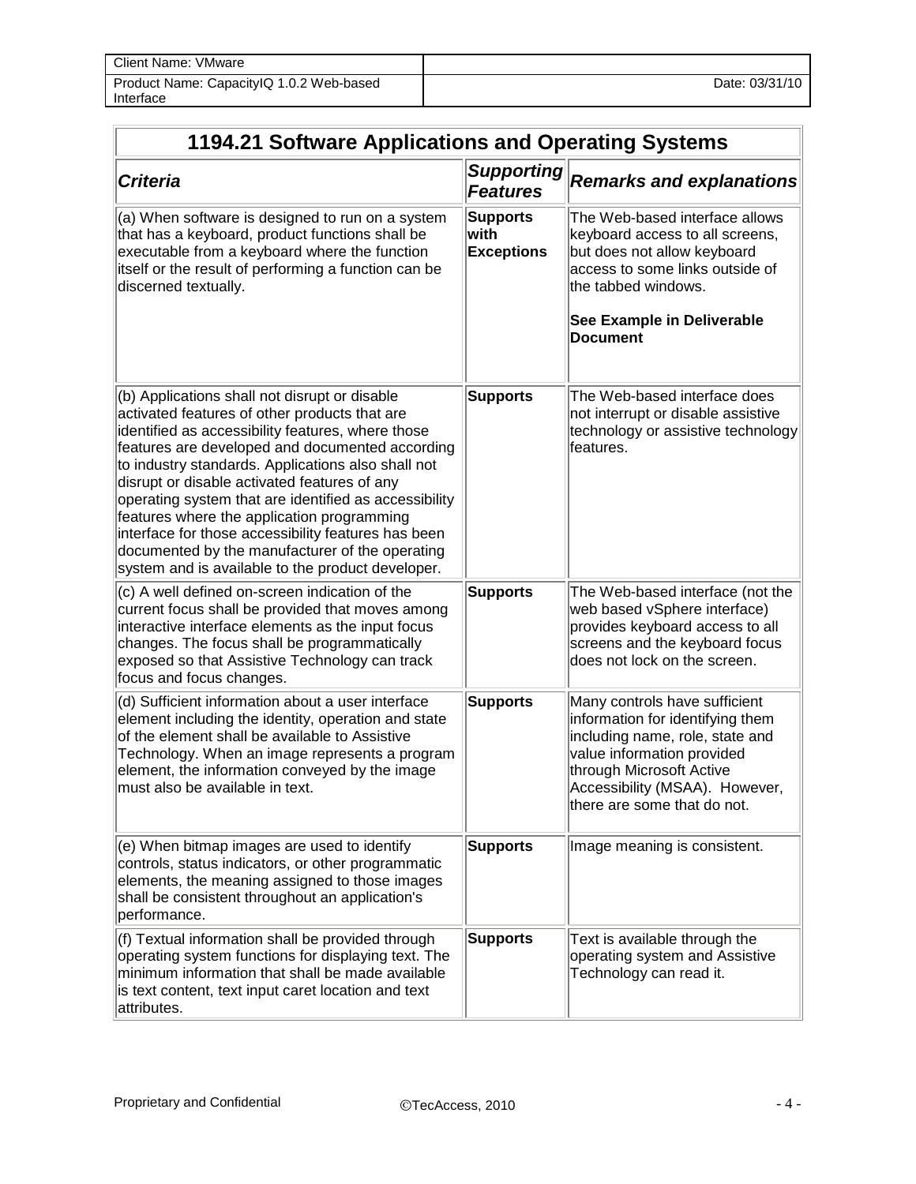| Client Name: VMware | |
|---|---|
| Product Name: CapacityIQ 1.0.2 Web-based Interface | Date: 03/31/10 |

| 1194.21 Software Applications and Operating Systems | | |
|---|---|---|
| ***Criteria*** | ***Supporting Features*** | ***Remarks and explanations*** |
| (a) When software is designed to run on a system that has a keyboard, product functions shall be executable from a keyboard where the function itself or the result of performing a function can be discerned textually. | **Supports with Exceptions** | The Web-based interface allows keyboard access to all screens, but does not allow keyboard access to some links outside of the tabbed windows.<br><br>**See Example in Deliverable Document** |
| (b) Applications shall not disrupt or disable activated features of other products that are identified as accessibility features, where those features are developed and documented according to industry standards. Applications also shall not disrupt or disable activated features of any operating system that are identified as accessibility features where the application programming interface for those accessibility features has been documented by the manufacturer of the operating system and is available to the product developer. | **Supports** | The Web-based interface does not interrupt or disable assistive technology or assistive technology features. |
| (c) A well defined on-screen indication of the current focus shall be provided that moves among interactive interface elements as the input focus changes. The focus shall be programmatically exposed so that Assistive Technology can track focus and focus changes. | **Supports** | The Web-based interface (not the web based vSphere interface) provides keyboard access to all screens and the keyboard focus does not lock on the screen. |
| (d) Sufficient information about a user interface element including the identity, operation and state of the element shall be available to Assistive Technology. When an image represents a program element, the information conveyed by the image must also be available in text. | **Supports** | Many controls have sufficient information for identifying them including name, role, state and value information provided through Microsoft Active Accessibility (MSAA). However, there are some that do not. |
| (e) When bitmap images are used to identify controls, status indicators, or other programmatic elements, the meaning assigned to those images shall be consistent throughout an application's performance. | **Supports** | Image meaning is consistent. |
| (f) Textual information shall be provided through operating system functions for displaying text. The minimum information that shall be made available is text content, text input caret location and text attributes. | **Supports** | Text is available through the operating system and Assistive Technology can read it. |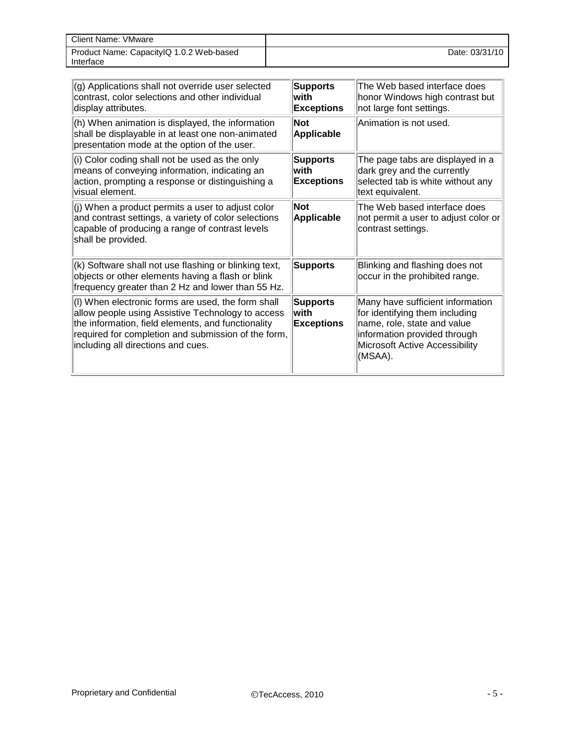| | | |
|---|---|---|
| (g) Applications shall not override user selected contrast, color selections and other individual display attributes. | **Supports with Exceptions** | The Web based interface does honor Windows high contrast but not large font settings. |
| (h) When animation is displayed, the information shall be displayable in at least one non-animated presentation mode at the option of the user. | **Not Applicable** | Animation is not used. |
| (i) Color coding shall not be used as the only means of conveying information, indicating an action, prompting a response or distinguishing a visual element. | **Supports with Exceptions** | The page tabs are displayed in a dark grey and the currently selected tab is white without any text equivalent. |
| (j) When a product permits a user to adjust color and contrast settings, a variety of color selections capable of producing a range of contrast levels shall be provided. | **Not Applicable** | The Web based interface does not permit a user to adjust color or contrast settings. |
| (k) Software shall not use flashing or blinking text, objects or other elements having a flash or blink frequency greater than 2 Hz and lower than 55 Hz. | **Supports** | Blinking and flashing does not occur in the prohibited range. |
| (l) When electronic forms are used, the form shall allow people using Assistive Technology to access the information, field elements, and functionality required for completion and submission of the form, including all directions and cues. | **Supports with Exceptions** | Many have sufficient information for identifying them including name, role, state and value information provided through Microsoft Active Accessibility (MSAA). |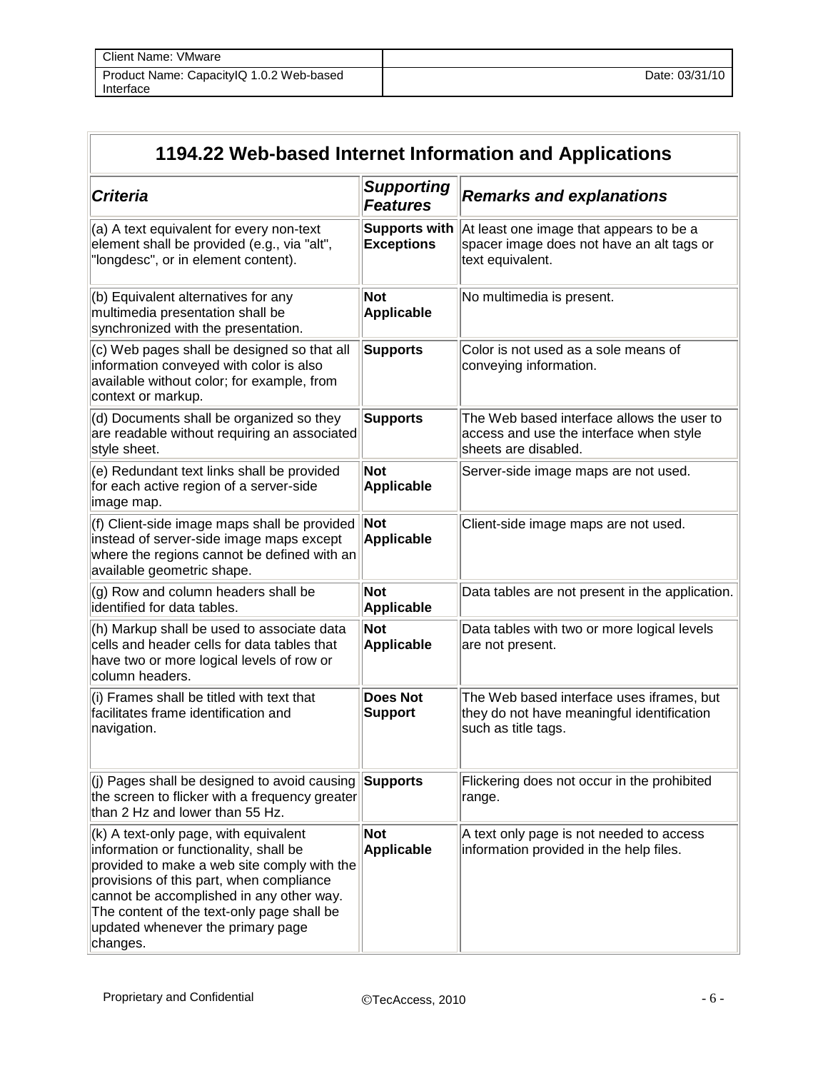| Client Name: VMware | |
|---|---|
| Product Name: CapacityIQ 1.0.2 Web-based Interface | Date: 03/31/10 |

## 1194.22 Web-based Internet Information and Applications

| *Criteria* | *Supporting Features* | *Remarks and explanations* |
|---|---|---|
| (a) A text equivalent for every non-text element shall be provided (e.g., via "alt", "longdesc", or in element content). | **Supports with Exceptions** | At least one image that appears to be a spacer image does not have an alt tags or text equivalent. |
| (b) Equivalent alternatives for any multimedia presentation shall be synchronized with the presentation. | **Not Applicable** | No multimedia is present. |
| (c) Web pages shall be designed so that all information conveyed with color is also available without color; for example, from context or markup. | **Supports** | Color is not used as a sole means of conveying information. |
| (d) Documents shall be organized so they are readable without requiring an associated style sheet. | **Supports** | The Web based interface allows the user to access and use the interface when style sheets are disabled. |
| (e) Redundant text links shall be provided for each active region of a server-side image map. | **Not Applicable** | Server-side image maps are not used. |
| (f) Client-side image maps shall be provided instead of server-side image maps except where the regions cannot be defined with an available geometric shape. | **Not Applicable** | Client-side image maps are not used. |
| (g) Row and column headers shall be identified for data tables. | **Not Applicable** | Data tables are not present in the application. |
| (h) Markup shall be used to associate data cells and header cells for data tables that have two or more logical levels of row or column headers. | **Not Applicable** | Data tables with two or more logical levels are not present. |
| (i) Frames shall be titled with text that facilitates frame identification and navigation. | **Does Not Support** | The Web based interface uses iframes, but they do not have meaningful identification such as title tags. |
| (j) Pages shall be designed to avoid causing the screen to flicker with a frequency greater than 2 Hz and lower than 55 Hz. | **Supports** | Flickering does not occur in the prohibited range. |
| (k) A text-only page, with equivalent information or functionality, shall be provided to make a web site comply with the provisions of this part, when compliance cannot be accomplished in any other way. The content of the text-only page shall be updated whenever the primary page changes. | **Not Applicable** | A text only page is not needed to access information provided in the help files. |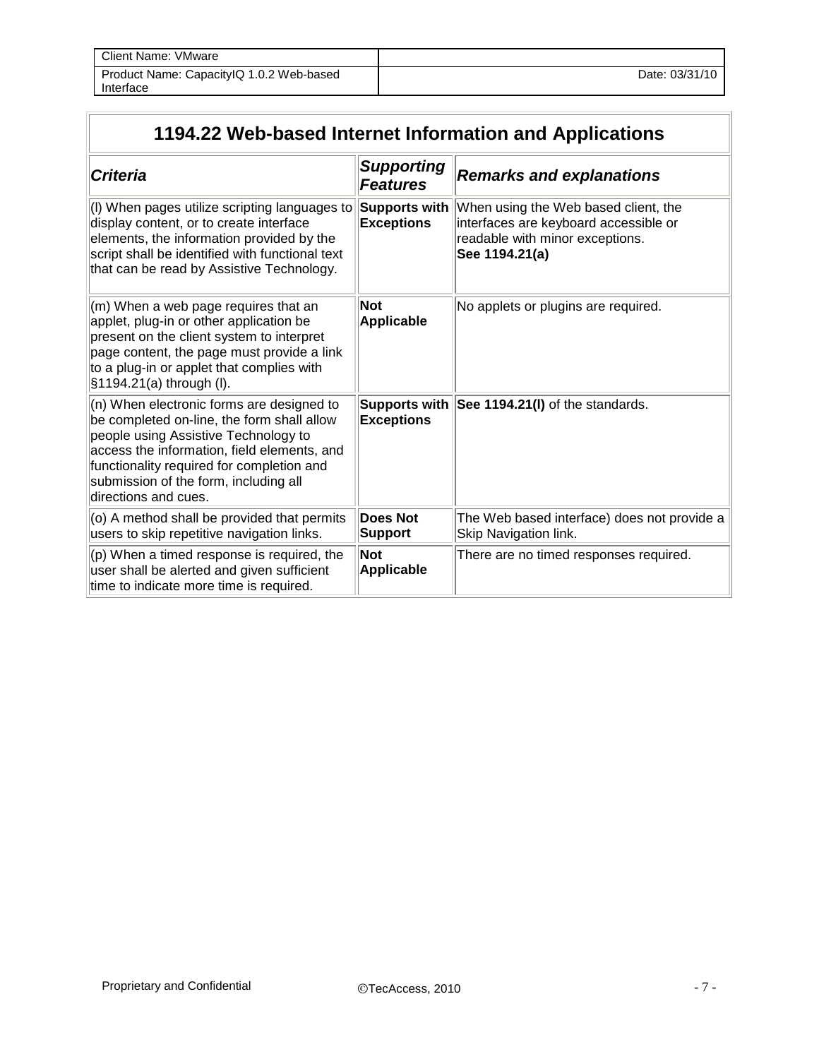| Client Name: VMware | |
| --- | --- |
| Product Name: CapacityIQ 1.0.2 Web-based Interface | Date: 03/31/10 |

## 1194.22 Web-based Internet Information and Applications

| ***Criteria*** | ***Supporting Features*** | ***Remarks and explanations*** |
| --- | --- | --- |
| (l) When pages utilize scripting languages to display content, or to create interface elements, the information provided by the script shall be identified with functional text that can be read by Assistive Technology. | **Supports with Exceptions** | When using the Web based client, the interfaces are keyboard accessible or readable with minor exceptions. **See 1194.21(a)** |
| (m) When a web page requires that an applet, plug-in or other application be present on the client system to interpret page content, the page must provide a link to a plug-in or applet that complies with §1194.21(a) through (l). | **Not Applicable** | No applets or plugins are required. |
| (n) When electronic forms are designed to be completed on-line, the form shall allow people using Assistive Technology to access the information, field elements, and functionality required for completion and submission of the form, including all directions and cues. | **Supports with Exceptions** | **See 1194.21(l)** of the standards. |
| (o) A method shall be provided that permits users to skip repetitive navigation links. | **Does Not Support** | The Web based interface) does not provide a Skip Navigation link. |
| (p) When a timed response is required, the user shall be alerted and given sufficient time to indicate more time is required. | **Not Applicable** | There are no timed responses required. |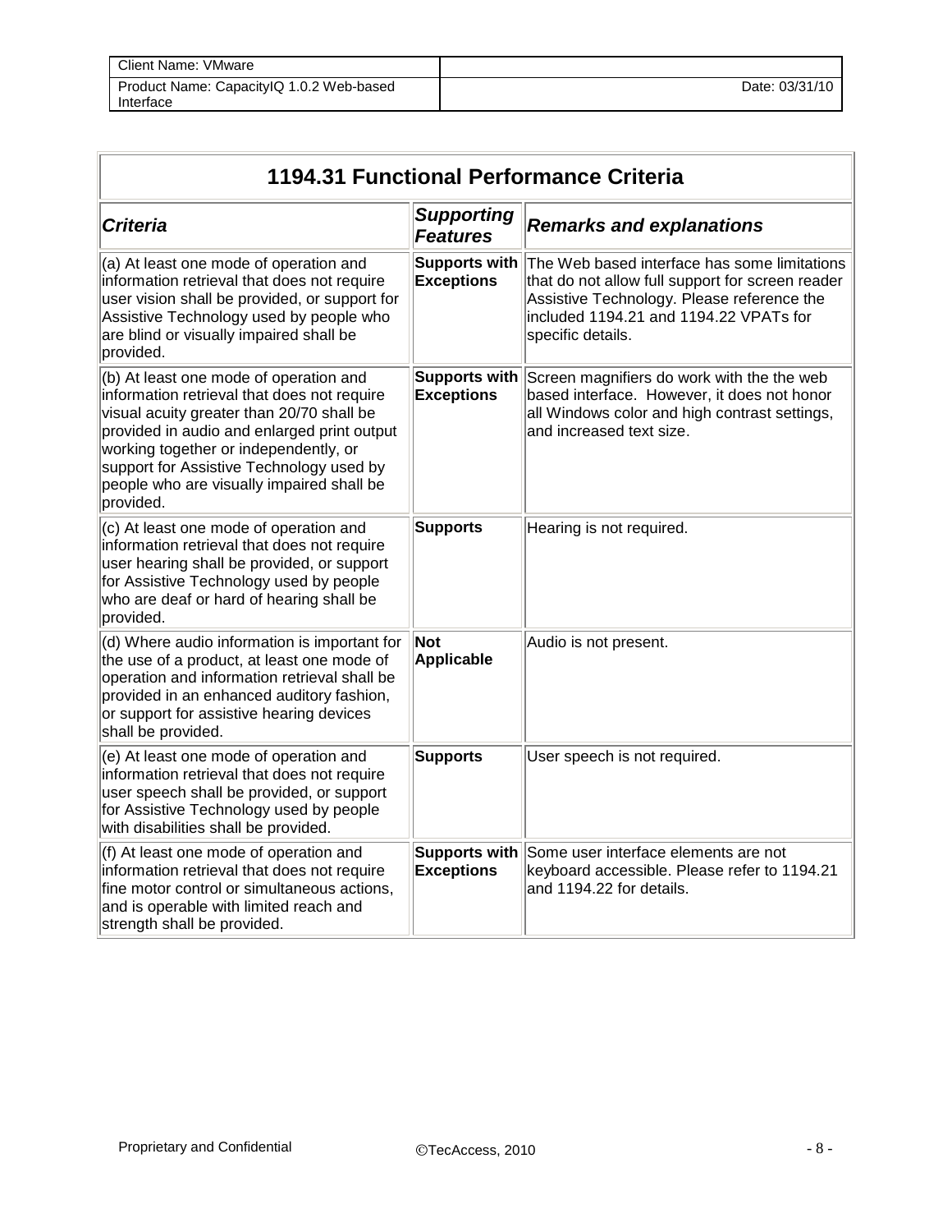## 1194.31 Functional Performance Criteria

| *Criteria* | *Supporting Features* | *Remarks and explanations* |
|---|---|---|
| (a) At least one mode of operation and information retrieval that does not require user vision shall be provided, or support for Assistive Technology used by people who are blind or visually impaired shall be provided. | **Supports with Exceptions** | The Web based interface has some limitations that do not allow full support for screen reader Assistive Technology. Please reference the included 1194.21 and 1194.22 VPATs for specific details. |
| (b) At least one mode of operation and information retrieval that does not require visual acuity greater than 20/70 shall be provided in audio and enlarged print output working together or independently, or support for Assistive Technology used by people who are visually impaired shall be provided. | **Supports with Exceptions** | Screen magnifiers do work with the the web based interface. However, it does not honor all Windows color and high contrast settings, and increased text size. |
| (c) At least one mode of operation and information retrieval that does not require user hearing shall be provided, or support for Assistive Technology used by people who are deaf or hard of hearing shall be provided. | **Supports** | Hearing is not required. |
| (d) Where audio information is important for the use of a product, at least one mode of operation and information retrieval shall be provided in an enhanced auditory fashion, or support for assistive hearing devices shall be provided. | **Not Applicable** | Audio is not present. |
| (e) At least one mode of operation and information retrieval that does not require user speech shall be provided, or support for Assistive Technology used by people with disabilities shall be provided. | **Supports** | User speech is not required. |
| (f) At least one mode of operation and information retrieval that does not require fine motor control or simultaneous actions, and is operable with limited reach and strength shall be provided. | **Supports with Exceptions** | Some user interface elements are not keyboard accessible. Please refer to 1194.21 and 1194.22 for details. |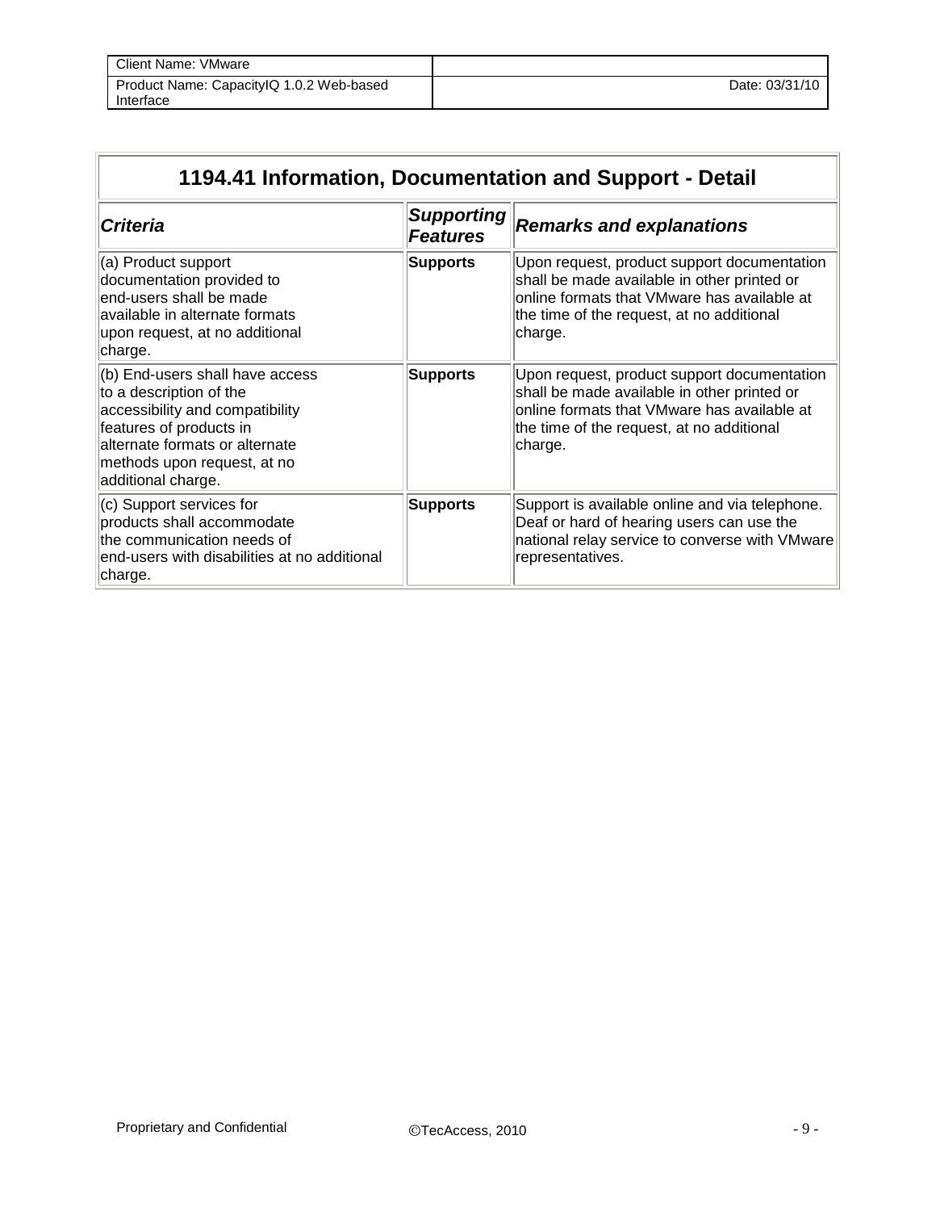## 1194.41 Information, Documentation and Support - Detail

| ***Criteria*** | ***Supporting Features*** | ***Remarks and explanations*** |
|---|---|---|
| (a) Product support documentation provided to end-users shall be made available in alternate formats upon request, at no additional charge. | **Supports** | Upon request, product support documentation shall be made available in other printed or online formats that VMware has available at the time of the request, at no additional charge. |
| (b) End-users shall have access to a description of the accessibility and compatibility features of products in alternate formats or alternate methods upon request, at no additional charge. | **Supports** | Upon request, product support documentation shall be made available in other printed or online formats that VMware has available at the time of the request, at no additional charge. |
| (c) Support services for products shall accommodate the communication needs of end-users with disabilities at no additional charge. | **Supports** | Support is available online and via telephone. Deaf or hard of hearing users can use the national relay service to converse with VMware representatives. |